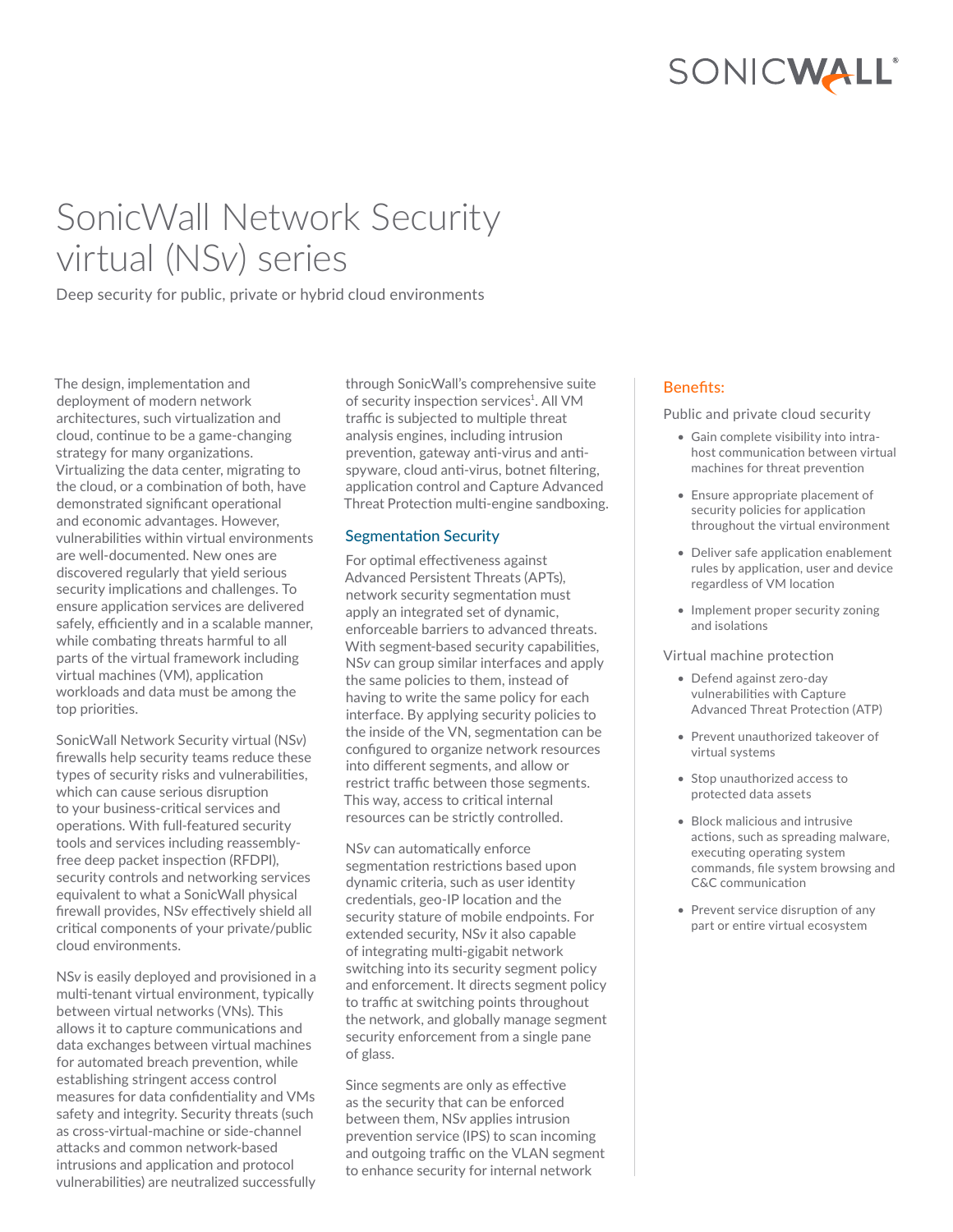# SonicWall Network Security virtual (NS*v*) series

Deep security for public, private or hybrid cloud environments

The design, implementation and deployment of modern network architectures, such virtualization and cloud, continue to be a game-changing strategy for many organizations. Virtualizing the data center, migrating to the cloud, or a combination of both, have demonstrated significant operational and economic advantages. However, vulnerabilities within virtual environments are well-documented. New ones are discovered regularly that yield serious security implications and challenges. To ensure application services are delivered safely, efficiently and in a scalable manner, while combating threats harmful to all parts of the virtual framework including virtual machines (VM), application workloads and data must be among the top priorities.

SonicWall Network Security virtual (NS*v*) firewalls help security teams reduce these types of security risks and vulnerabilities, which can cause serious disruption to your business-critical services and operations. With full-featured security tools and services including reassembly-free deep packet inspection (RFDPI), security controls and networking services equivalent to what a SonicWall physical firewall provides, NS*v* effectively shield all critical components of your private/public cloud environments.

NS*v* is easily deployed and provisioned in a multi-tenant virtual environment, typically between virtual networks (VNs). This allows it to capture communications and data exchanges between virtual machines for automated breach prevention, while establishing stringent access control measures for data confidentiality and VMs safety and integrity. Security threats (such as cross-virtual-machine or side-channel attacks and common network-based intrusions and application and protocol vulnerabilities) are neutralized successfully through SonicWall's comprehensive suite of security inspection services[1]. All VM traffic is subjected to multiple threat analysis engines, including intrusion prevention, gateway anti-virus and anti-spyware, cloud anti-virus, botnet filtering, application control and Capture Advanced Threat Protection multi-engine sandboxing.

## Segmentation Security

For optimal effectiveness against Advanced Persistent Threats (APTs), network security segmentation must apply an integrated set of dynamic, enforceable barriers to advanced threats. With segment-based security capabilities, NS*v* can group similar interfaces and apply the same policies to them, instead of having to write the same policy for each interface. By applying security policies to the inside of the VN, segmentation can be configured to organize network resources into different segments, and allow or restrict traffic between those segments. This way, access to critical internal resources can be strictly controlled.

NS*v* can automatically enforce segmentation restrictions based upon dynamic criteria, such as user identity credentials, geo-IP location and the security stature of mobile endpoints. For extended security, NS*v* it also capable of integrating multi-gigabit network switching into its security segment policy and enforcement. It directs segment policy to traffic at switching points throughout the network, and globally manage segment security enforcement from a single pane of glass.

Since segments are only as effective as the security that can be enforced between them, NS*v* applies intrusion prevention service (IPS) to scan incoming and outgoing traffic on the VLAN segment to enhance security for internal network

## Benefits:

### Public and private cloud security

- Gain complete visibility into intra-host communication between virtual machines for threat prevention
- Ensure appropriate placement of security policies for application throughout the virtual environment
- Deliver safe application enablement rules by application, user and device regardless of VM location
- Implement proper security zoning and isolations

### Virtual machine protection

- Defend against zero-day vulnerabilities with Capture Advanced Threat Protection (ATP)
- Prevent unauthorized takeover of virtual systems
- Stop unauthorized access to protected data assets
- Block malicious and intrusive actions, such as spreading malware, executing operating system commands, file system browsing and C&C communication
- Prevent service disruption of any part or entire virtual ecosystem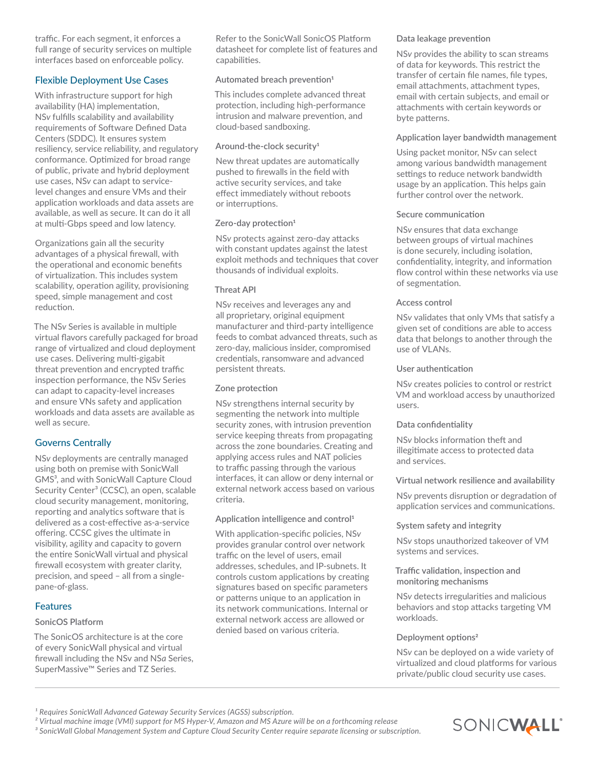traffic. For each segment, it enforces a full range of security services on multiple interfaces based on enforceable policy.

## Flexible Deployment Use Cases

With infrastructure support for high availability (HA) implementation, NSv fulfills scalability and availability requirements of Software Defined Data Centers (SDDC). It ensures system resiliency, service reliability, and regulatory conformance. Optimized for broad range of public, private and hybrid deployment use cases, NSv can adapt to service-level changes and ensure VMs and their application workloads and data assets are available, as well as secure. It can do it all at multi-Gbps speed and low latency.

Organizations gain all the security advantages of a physical firewall, with the operational and economic benefits of virtualization. This includes system scalability, operation agility, provisioning speed, simple management and cost reduction.

The NSv Series is available in multiple virtual flavors carefully packaged for broad range of virtualized and cloud deployment use cases. Delivering multi-gigabit threat prevention and encrypted traffic inspection performance, the NSv Series can adapt to capacity-level increases and ensure VNs safety and application workloads and data assets are available as well as secure.

## Governs Centrally

NSv deployments are centrally managed using both on premise with SonicWall GMS[3], and with SonicWall Capture Cloud Security Center[3] (CCSC), an open, scalable cloud security management, monitoring, reporting and analytics software that is delivered as a cost-effective as-a-service offering. CCSC gives the ultimate in visibility, agility and capacity to govern the entire SonicWall virtual and physical firewall ecosystem with greater clarity, precision, and speed – all from a single-pane-of-glass.

## Features

### SonicOS Platform

The SonicOS architecture is at the core of every SonicWall physical and virtual firewall including the NSv and NS*a* Series, SuperMassive™ Series and TZ Series.

Refer to the SonicWall SonicOS Platform datasheet for complete list of features and capabilities.

### Automated breach prevention[1]

This includes complete advanced threat protection, including high-performance intrusion and malware prevention, and cloud-based sandboxing.

### Around-the-clock security[1]

New threat updates are automatically pushed to firewalls in the field with active security services, and take effect immediately without reboots or interruptions.

### Zero-day protection[1]

NSv protects against zero-day attacks with constant updates against the latest exploit methods and techniques that cover thousands of individual exploits.

### Threat API

NSv receives and leverages any and all proprietary, original equipment manufacturer and third-party intelligence feeds to combat advanced threats, such as zero-day, malicious insider, compromised credentials, ransomware and advanced persistent threats.

### Zone protection

NSv strengthens internal security by segmenting the network into multiple security zones, with intrusion prevention service keeping threats from propagating across the zone boundaries. Creating and applying access rules and NAT policies to traffic passing through the various interfaces, it can allow or deny internal or external network access based on various criteria.

### Application intelligence and control[1]

With application-specific policies, NSv provides granular control over network traffic on the level of users, email addresses, schedules, and IP-subnets. It controls custom applications by creating signatures based on specific parameters or patterns unique to an application in its network communications. Internal or external network access are allowed or denied based on various criteria.

### Data leakage prevention

NSv provides the ability to scan streams of data for keywords. This restrict the transfer of certain file names, file types, email attachments, attachment types, email with certain subjects, and email or attachments with certain keywords or byte patterns.

### Application layer bandwidth management

Using packet monitor, NSv can select among various bandwidth management settings to reduce network bandwidth usage by an application. This helps gain further control over the network.

### Secure communication

NSv ensures that data exchange between groups of virtual machines is done securely, including isolation, confidentiality, integrity, and information flow control within these networks via use of segmentation.

### Access control

NSv validates that only VMs that satisfy a given set of conditions are able to access data that belongs to another through the use of VLANs.

### User authentication

NSv creates policies to control or restrict VM and workload access by unauthorized users.

### Data confidentiality

NSv blocks information theft and illegitimate access to protected data and services.

### Virtual network resilience and availability

NSv prevents disruption or degradation of application services and communications.

### System safety and integrity

NSv stops unauthorized takeover of VM systems and services.

### Traffic validation, inspection and monitoring mechanisms

NSv detects irregularities and malicious behaviors and stop attacks targeting VM workloads.

### Deployment options[2]

NSv can be deployed on a wide variety of virtualized and cloud platforms for various private/public cloud security use cases.

---

*[1] Requires SonicWall Advanced Gateway Security Services (AGSS) subscription.*
*[2] Virtual machine image (VMI) support for MS Hyper-V, Amazon and MS Azure will be on a forthcoming release*
*[3] SonicWall Global Management System and Capture Cloud Security Center require separate licensing or subscription.*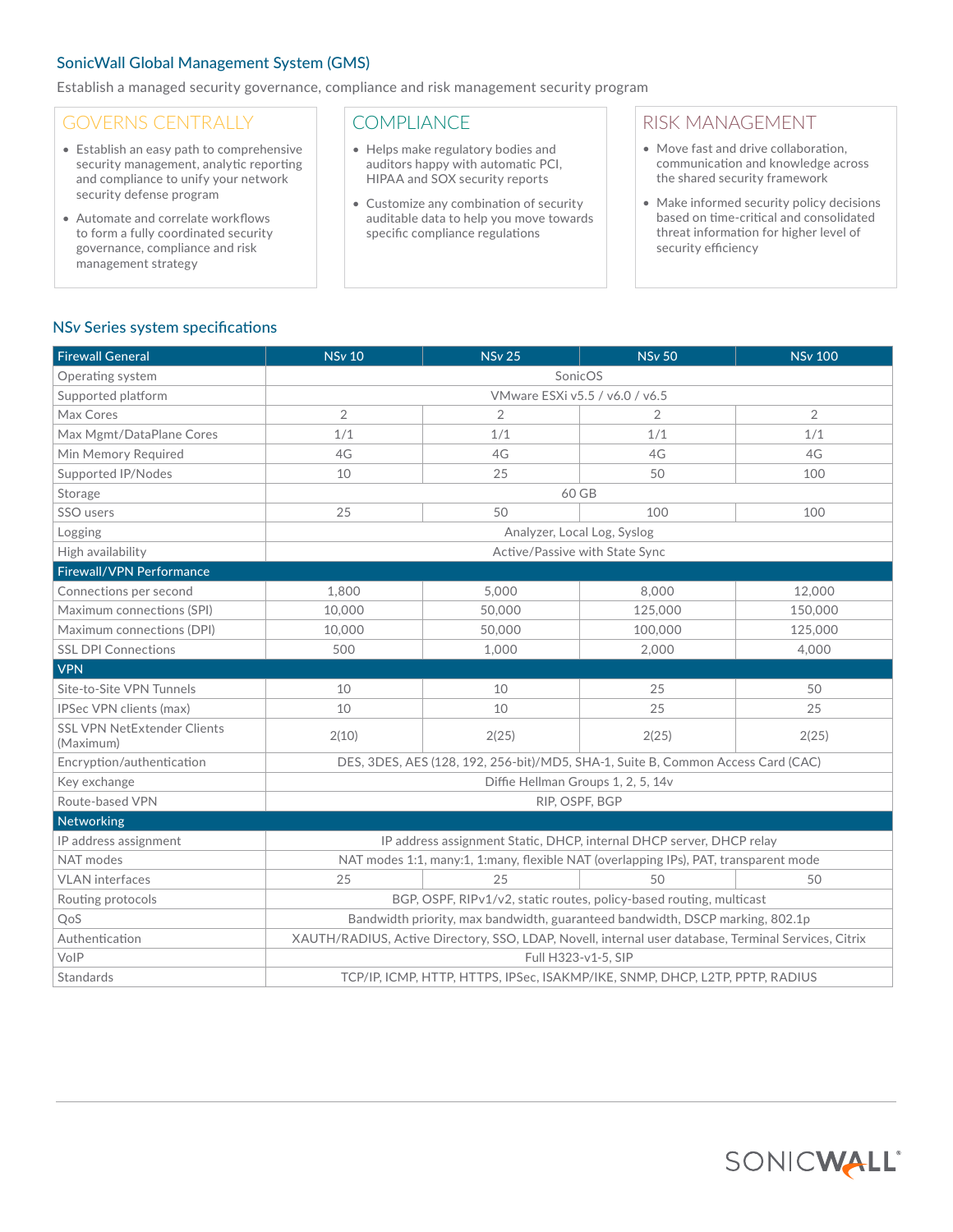## SonicWall Global Management System (GMS)

Establish a managed security governance, compliance and risk management security program

### GOVERNS CENTRALLY

- Establish an easy path to comprehensive security management, analytic reporting and compliance to unify your network security defense program
- Automate and correlate workflows to form a fully coordinated security governance, compliance and risk management strategy

### COMPLIANCE

- Helps make regulatory bodies and auditors happy with automatic PCI, HIPAA and SOX security reports
- Customize any combination of security auditable data to help you move towards specific compliance regulations

### RISK MANAGEMENT

- Move fast and drive collaboration, communication and knowledge across the shared security framework
- Make informed security policy decisions based on time-critical and consolidated threat information for higher level of security efficiency

## NSv Series system specifications

| Firewall General | NSv 10 | NSv 25 | NSv 50 | NSv 100 |
|---|---|---|---|---|
| Operating system | SonicOS | | | |
| Supported platform | VMware ESXi v5.5 / v6.0 / v6.5 | | | |
| Max Cores | 2 | 2 | 2 | 2 |
| Max Mgmt/DataPlane Cores | 1/1 | 1/1 | 1/1 | 1/1 |
| Min Memory Required | 4G | 4G | 4G | 4G |
| Supported IP/Nodes | 10 | 25 | 50 | 100 |
| Storage | 60 GB | | | |
| SSO users | 25 | 50 | 100 | 100 |
| Logging | Analyzer, Local Log, Syslog | | | |
| High availability | Active/Passive with State Sync | | | |
| **Firewall/VPN Performance** | | | | |
| Connections per second | 1,800 | 5,000 | 8,000 | 12,000 |
| Maximum connections (SPI) | 10,000 | 50,000 | 125,000 | 150,000 |
| Maximum connections (DPI) | 10,000 | 50,000 | 100,000 | 125,000 |
| SSL DPI Connections | 500 | 1,000 | 2,000 | 4,000 |
| **VPN** | | | | |
| Site-to-Site VPN Tunnels | 10 | 10 | 25 | 50 |
| IPSec VPN clients (max) | 10 | 10 | 25 | 25 |
| SSL VPN NetExtender Clients (Maximum) | 2(10) | 2(25) | 2(25) | 2(25) |
| Encryption/authentication | DES, 3DES, AES (128, 192, 256-bit)/MD5, SHA-1, Suite B, Common Access Card (CAC) | | | |
| Key exchange | Diffie Hellman Groups 1, 2, 5, 14v | | | |
| Route-based VPN | RIP, OSPF, BGP | | | |
| **Networking** | | | | |
| IP address assignment | IP address assignment Static, DHCP, internal DHCP server, DHCP relay | | | |
| NAT modes | NAT modes 1:1, many:1, 1:many, flexible NAT (overlapping IPs), PAT, transparent mode | | | |
| VLAN interfaces | 25 | 25 | 50 | 50 |
| Routing protocols | BGP, OSPF, RIPv1/v2, static routes, policy-based routing, multicast | | | |
| QoS | Bandwidth priority, max bandwidth, guaranteed bandwidth, DSCP marking, 802.1p | | | |
| Authentication | XAUTH/RADIUS, Active Directory, SSO, LDAP, Novell, internal user database, Terminal Services, Citrix | | | |
| VoIP | Full H323-v1-5, SIP | | | |
| Standards | TCP/IP, ICMP, HTTP, HTTPS, IPSec, ISAKMP/IKE, SNMP, DHCP, L2TP, PPTP, RADIUS | | | |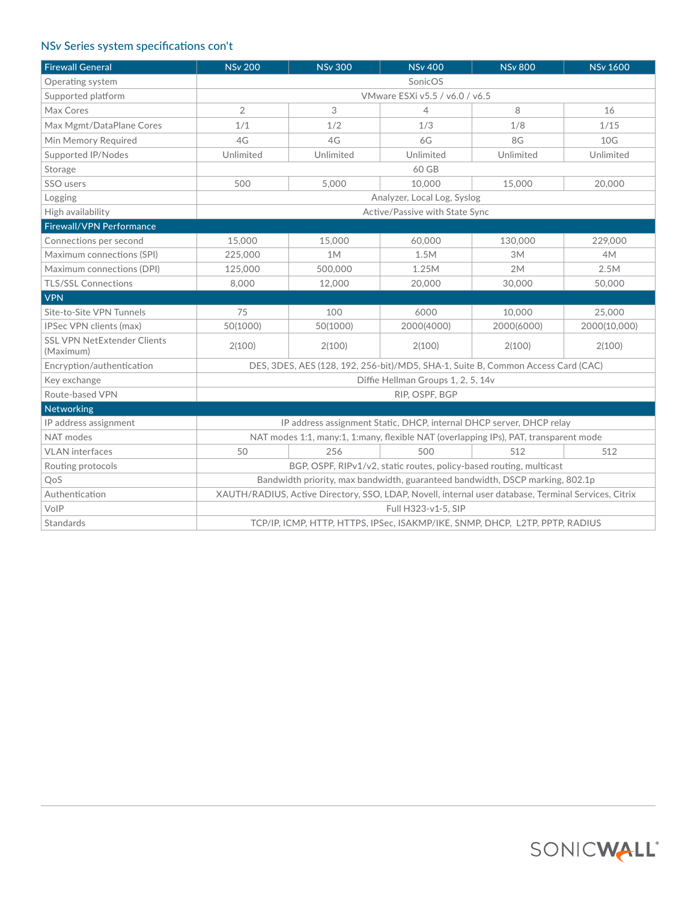## NSv Series system specifications con't

| Firewall General | NSv 200 | NSv 300 | NSv 400 | NSv 800 | NSv 1600 |
|---|---|---|---|---|---|
| Operating system | SonicOS | | | | |
| Supported platform | VMware ESXi v5.5 / v6.0 / v6.5 | | | | |
| Max Cores | 2 | 3 | 4 | 8 | 16 |
| Max Mgmt/DataPlane Cores | 1/1 | 1/2 | 1/3 | 1/8 | 1/15 |
| Min Memory Required | 4G | 4G | 6G | 8G | 10G |
| Supported IP/Nodes | Unlimited | Unlimited | Unlimited | Unlimited | Unlimited |
| Storage | 60 GB | | | | |
| SSO users | 500 | 5,000 | 10,000 | 15,000 | 20,000 |
| Logging | Analyzer, Local Log, Syslog | | | | |
| High availability | Active/Passive with State Sync | | | | |
| **Firewall/VPN Performance** | | | | | |
| Connections per second | 15,000 | 15,000 | 60,000 | 130,000 | 229,000 |
| Maximum connections (SPI) | 225,000 | 1M | 1.5M | 3M | 4M |
| Maximum connections (DPI) | 125,000 | 500,000 | 1.25M | 2M | 2.5M |
| TLS/SSL Connections | 8,000 | 12,000 | 20,000 | 30,000 | 50,000 |
| **VPN** | | | | | |
| Site-to-Site VPN Tunnels | 75 | 100 | 6000 | 10,000 | 25,000 |
| IPSec VPN clients (max) | 50(1000) | 50(1000) | 2000(4000) | 2000(6000) | 2000(10,000) |
| SSL VPN NetExtender Clients (Maximum) | 2(100) | 2(100) | 2(100) | 2(100) | 2(100) |
| Encryption/authentication | DES, 3DES, AES (128, 192, 256-bit)/MD5, SHA-1, Suite B, Common Access Card (CAC) | | | | |
| Key exchange | Diffie Hellman Groups 1, 2, 5, 14v | | | | |
| Route-based VPN | RIP, OSPF, BGP | | | | |
| **Networking** | | | | | |
| IP address assignment | IP address assignment Static, DHCP, internal DHCP server, DHCP relay | | | | |
| NAT modes | NAT modes 1:1, many:1, 1:many, flexible NAT (overlapping IPs), PAT, transparent mode | | | | |
| VLAN interfaces | 50 | 256 | 500 | 512 | 512 |
| Routing protocols | BGP, OSPF, RIPv1/v2, static routes, policy-based routing, multicast | | | | |
| QoS | Bandwidth priority, max bandwidth, guaranteed bandwidth, DSCP marking, 802.1p | | | | |
| Authentication | XAUTH/RADIUS, Active Directory, SSO, LDAP, Novell, internal user database, Terminal Services, Citrix | | | | |
| VoIP | Full H323-v1-5, SIP | | | | |
| Standards | TCP/IP, ICMP, HTTP, HTTPS, IPSec, ISAKMP/IKE, SNMP, DHCP, L2TP, PPTP, RADIUS | | | | |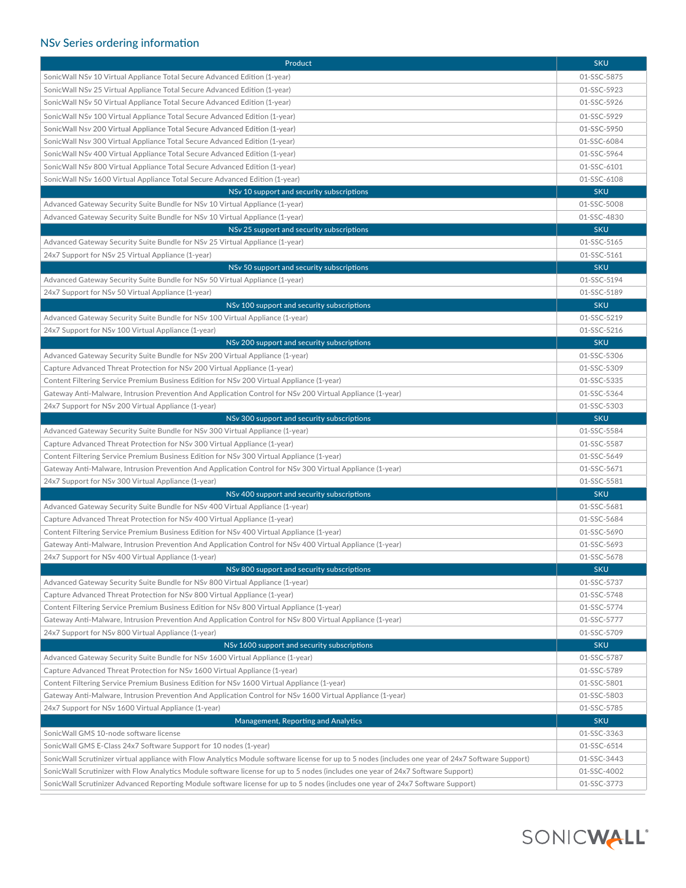## NSv Series ordering information

| Product | SKU |
|---|---|
| SonicWall NSv 10 Virtual Appliance Total Secure Advanced Edition (1-year) | 01-SSC-5875 |
| SonicWall NSv 25 Virtual Appliance Total Secure Advanced Edition (1-year) | 01-SSC-5923 |
| SonicWall NSv 50 Virtual Appliance Total Secure Advanced Edition (1-year) | 01-SSC-5926 |
| SonicWall NSv 100 Virtual Appliance Total Secure Advanced Edition (1-year) | 01-SSC-5929 |
| SonicWall Nsv 200 Virtual Appliance Total Secure Advanced Edition (1-year) | 01-SSC-5950 |
| SonicWall Nsv 300 Virtual Appliance Total Secure Advanced Edition (1-year) | 01-SSC-6084 |
| SonicWall NSv 400 Virtual Appliance Total Secure Advanced Edition (1-year) | 01-SSC-5964 |
| SonicWall NSv 800 Virtual Appliance Total Secure Advanced Edition (1-year) | 01-SSC-6101 |
| SonicWall NSv 1600 Virtual Appliance Total Secure Advanced Edition (1-year) | 01-SSC-6108 |
| **NSv 10 support and security subscriptions** | **SKU** |
| Advanced Gateway Security Suite Bundle for NSv 10 Virtual Appliance (1-year) | 01-SSC-5008 |
| Advanced Gateway Security Suite Bundle for NSv 10 Virtual Appliance (1-year) | 01-SSC-4830 |
| **NSv 25 support and security subscriptions** | **SKU** |
| Advanced Gateway Security Suite Bundle for NSv 25 Virtual Appliance (1-year) | 01-SSC-5165 |
| 24x7 Support for NSv 25 Virtual Appliance (1-year) | 01-SSC-5161 |
| **NSv 50 support and security subscriptions** | **SKU** |
| Advanced Gateway Security Suite Bundle for NSv 50 Virtual Appliance (1-year) | 01-SSC-5194 |
| 24x7 Support for NSv 50 Virtual Appliance (1-year) | 01-SSC-5189 |
| **NSv 100 support and security subscriptions** | **SKU** |
| Advanced Gateway Security Suite Bundle for NSv 100 Virtual Appliance (1-year) | 01-SSC-5219 |
| 24x7 Support for NSv 100 Virtual Appliance (1-year) | 01-SSC-5216 |
| **NSv 200 support and security subscriptions** | **SKU** |
| Advanced Gateway Security Suite Bundle for NSv 200 Virtual Appliance (1-year) | 01-SSC-5306 |
| Capture Advanced Threat Protection for NSv 200 Virtual Appliance (1-year) | 01-SSC-5309 |
| Content Filtering Service Premium Business Edition for NSv 200 Virtual Appliance (1-year) | 01-SSC-5335 |
| Gateway Anti-Malware, Intrusion Prevention And Application Control for NSv 200 Virtual Appliance (1-year) | 01-SSC-5364 |
| 24x7 Support for NSv 200 Virtual Appliance (1-year) | 01-SSC-5303 |
| **NSv 300 support and security subscriptions** | **SKU** |
| Advanced Gateway Security Suite Bundle for NSv 300 Virtual Appliance (1-year) | 01-SSC-5584 |
| Capture Advanced Threat Protection for NSv 300 Virtual Appliance (1-year) | 01-SSC-5587 |
| Content Filtering Service Premium Business Edition for NSv 300 Virtual Appliance (1-year) | 01-SSC-5649 |
| Gateway Anti-Malware, Intrusion Prevention And Application Control for NSv 300 Virtual Appliance (1-year) | 01-SSC-5671 |
| 24x7 Support for NSv 300 Virtual Appliance (1-year) | 01-SSC-5581 |
| **NSv 400 support and security subscriptions** | **SKU** |
| Advanced Gateway Security Suite Bundle for NSv 400 Virtual Appliance (1-year) | 01-SSC-5681 |
| Capture Advanced Threat Protection for NSv 400 Virtual Appliance (1-year) | 01-SSC-5684 |
| Content Filtering Service Premium Business Edition for NSv 400 Virtual Appliance (1-year) | 01-SSC-5690 |
| Gateway Anti-Malware, Intrusion Prevention And Application Control for NSv 400 Virtual Appliance (1-year) | 01-SSC-5693 |
| 24x7 Support for NSv 400 Virtual Appliance (1-year) | 01-SSC-5678 |
| **NSv 800 support and security subscriptions** | **SKU** |
| Advanced Gateway Security Suite Bundle for NSv 800 Virtual Appliance (1-year) | 01-SSC-5737 |
| Capture Advanced Threat Protection for NSv 800 Virtual Appliance (1-year) | 01-SSC-5748 |
| Content Filtering Service Premium Business Edition for NSv 800 Virtual Appliance (1-year) | 01-SSC-5774 |
| Gateway Anti-Malware, Intrusion Prevention And Application Control for NSv 800 Virtual Appliance (1-year) | 01-SSC-5777 |
| 24x7 Support for NSv 800 Virtual Appliance (1-year) | 01-SSC-5709 |
| **NSv 1600 support and security subscriptions** | **SKU** |
| Advanced Gateway Security Suite Bundle for NSv 1600 Virtual Appliance (1-year) | 01-SSC-5787 |
| Capture Advanced Threat Protection for NSv 1600 Virtual Appliance (1-year) | 01-SSC-5789 |
| Content Filtering Service Premium Business Edition for NSv 1600 Virtual Appliance (1-year) | 01-SSC-5801 |
| Gateway Anti-Malware, Intrusion Prevention And Application Control for NSv 1600 Virtual Appliance (1-year) | 01-SSC-5803 |
| 24x7 Support for NSv 1600 Virtual Appliance (1-year) | 01-SSC-5785 |
| **Management, Reporting and Analytics** | **SKU** |
| SonicWall GMS 10-node software license | 01-SSC-3363 |
| SonicWall GMS E-Class 24x7 Software Support for 10 nodes (1-year) | 01-SSC-6514 |
| SonicWall Scrutinizer virtual appliance with Flow Analytics Module software license for up to 5 nodes (includes one year of 24x7 Software Support) | 01-SSC-3443 |
| SonicWall Scrutinizer with Flow Analytics Module software license for up to 5 nodes (includes one year of 24x7 Software Support) | 01-SSC-4002 |
| SonicWall Scrutinizer Advanced Reporting Module software license for up to 5 nodes (includes one year of 24x7 Software Support) | 01-SSC-3773 |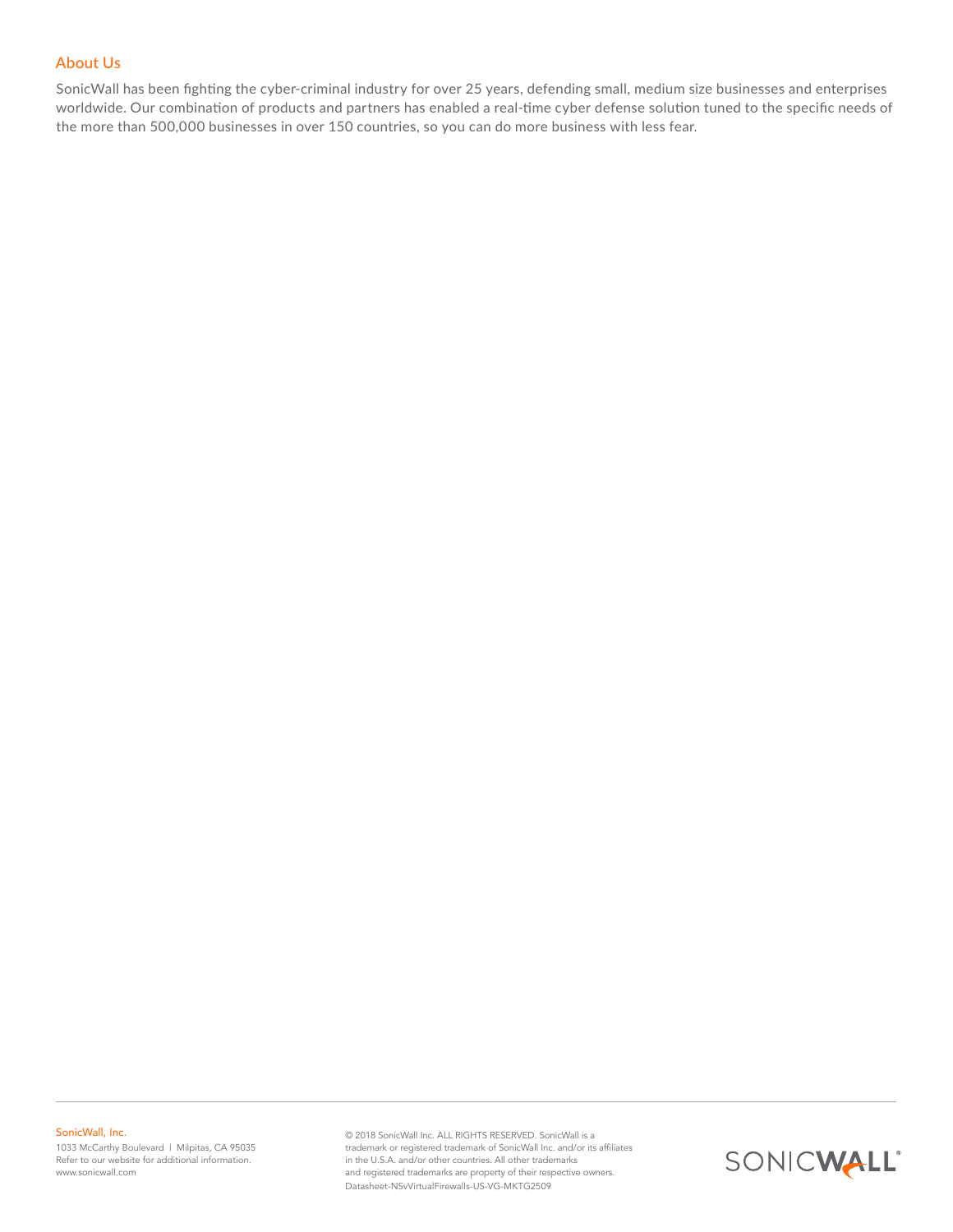## About Us

SonicWall has been fighting the cyber-criminal industry for over 25 years, defending small, medium size businesses and enterprises worldwide. Our combination of products and partners has enabled a real-time cyber defense solution tuned to the specific needs of the more than 500,000 businesses in over 150 countries, so you can do more business with less fear.

SonicWall, Inc.
1033 McCarthy Boulevard | Milpitas, CA 95035
Refer to our website for additional information.
www.sonicwall.com

© 2018 SonicWall Inc. ALL RIGHTS RESERVED. SonicWall is a trademark or registered trademark of SonicWall Inc. and/or its affiliates in the U.S.A. and/or other countries. All other trademarks and registered trademarks are property of their respective owners.
Datasheet-NSvVirtualFirewalls-US-VG-MKTG2509